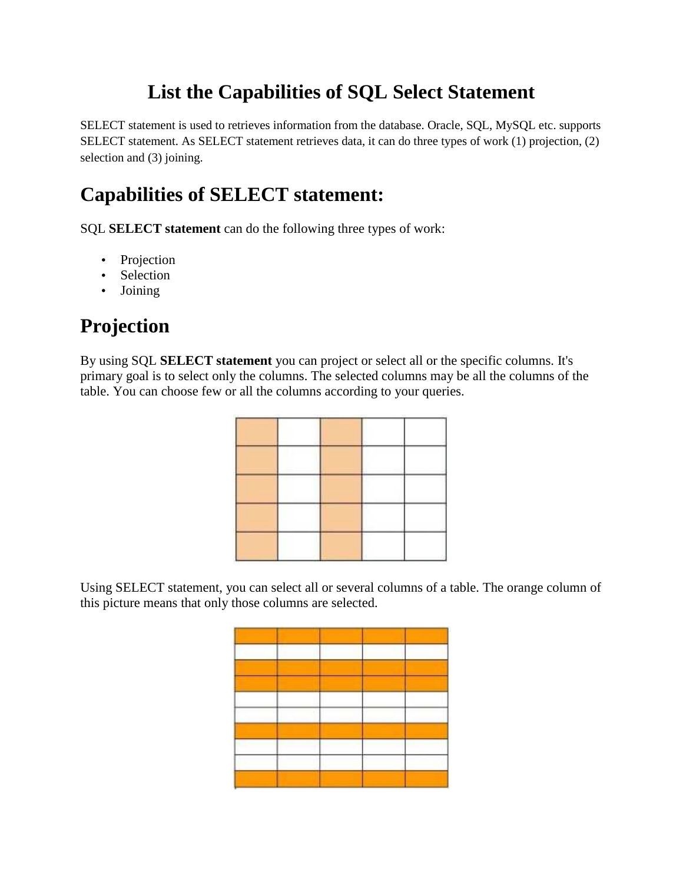# List the Capabilities of SQL Select Statement

SELECT statement is used to retrieves information from the database. Oracle, SQL, MySQL etc. supports SELECT statement. As SELECT statement retrieves data, it can do three types of work (1) projection, (2) selection and (3) joining.

## Capabilities of SELECT statement:

SQL **SELECT statement** can do the following three types of work:

- Projection
- Selection
- Joining

## Projection

By using SQL **SELECT statement** you can project or select all or the specific columns. It's primary goal is to select only the columns. The selected columns may be all the columns of the table. You can choose few or all the columns according to your queries.

Using SELECT statement, you can select all or several columns of a table. The orange column of this picture means that only those columns are selected.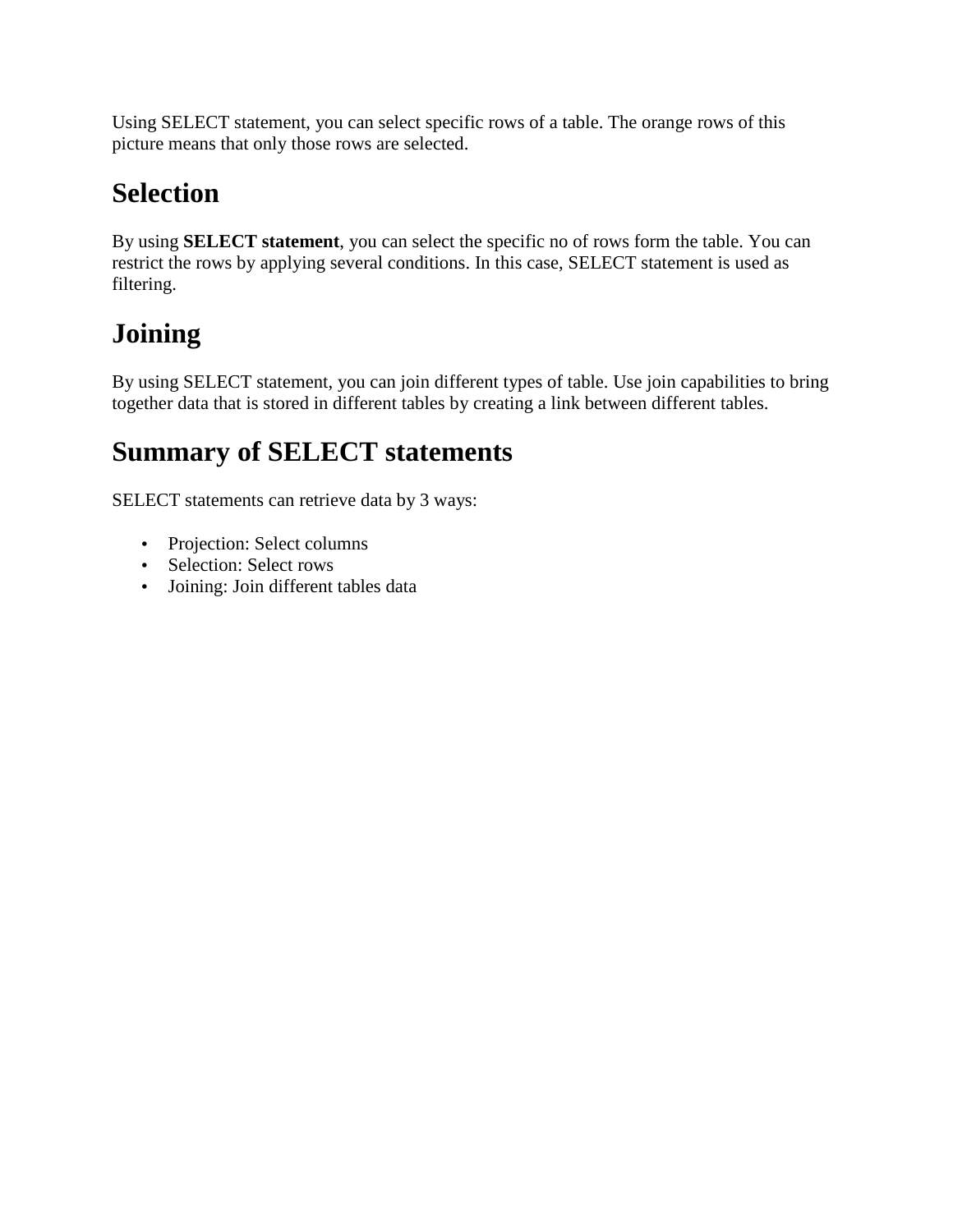Using SELECT statement, you can select specific rows of a table. The orange rows of this picture means that only those rows are selected.

## Selection

By using **SELECT statement**, you can select the specific no of rows form the table. You can restrict the rows by applying several conditions. In this case, SELECT statement is used as filtering.

## Joining

By using SELECT statement, you can join different types of table. Use join capabilities to bring together data that is stored in different tables by creating a link between different tables.

## Summary of SELECT statements

SELECT statements can retrieve data by 3 ways:

- Projection: Select columns
- Selection: Select rows
- Joining: Join different tables data